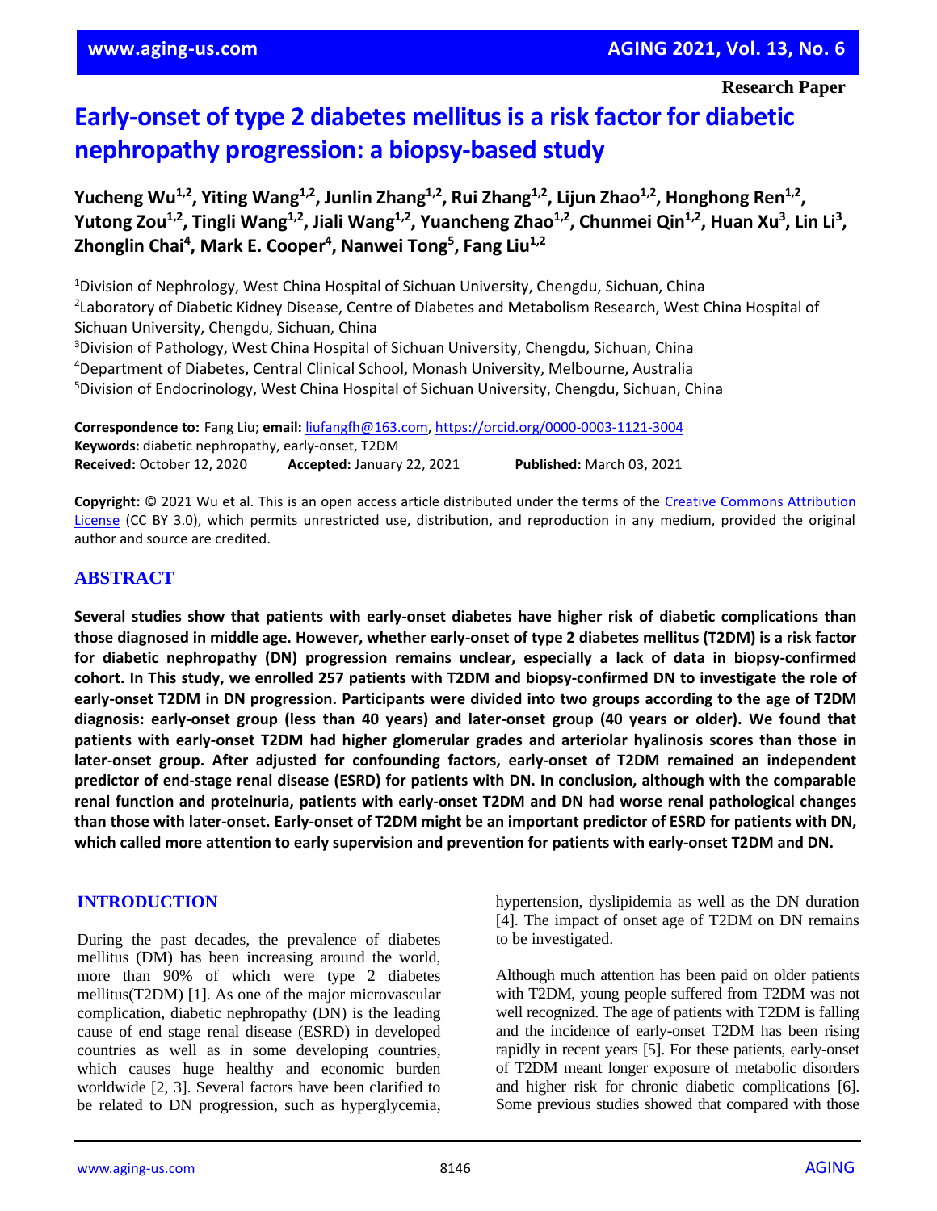Research Paper

# Early-onset of type 2 diabetes mellitus is a risk factor for diabetic nephropathy progression: a biopsy-based study

**Yucheng Wu[1,2], Yiting Wang[1,2], Junlin Zhang[1,2], Rui Zhang[1,2], Lijun Zhao[1,2], Honghong Ren[1,2], Yutong Zou[1,2], Tingli Wang[1,2], Jiali Wang[1,2], Yuancheng Zhao[1,2], Chunmei Qin[1,2], Huan Xu[3], Lin Li[3], Zhonglin Chai[4], Mark E. Cooper[4], Nanwei Tong[5], Fang Liu[1,2]**

[1]Division of Nephrology, West China Hospital of Sichuan University, Chengdu, Sichuan, China
[2]Laboratory of Diabetic Kidney Disease, Centre of Diabetes and Metabolism Research, West China Hospital of Sichuan University, Chengdu, Sichuan, China
[3]Division of Pathology, West China Hospital of Sichuan University, Chengdu, Sichuan, China
[4]Department of Diabetes, Central Clinical School, Monash University, Melbourne, Australia
[5]Division of Endocrinology, West China Hospital of Sichuan University, Chengdu, Sichuan, China

**Correspondence to:** Fang Liu; **email:** liufangfh@163.com, https://orcid.org/0000-0003-1121-3004
**Keywords:** diabetic nephropathy, early-onset, T2DM
**Received:** October 12, 2020 **Accepted:** January 22, 2021 **Published:** March 03, 2021

**Copyright:** © 2021 Wu et al. This is an open access article distributed under the terms of the Creative Commons Attribution License (CC BY 3.0), which permits unrestricted use, distribution, and reproduction in any medium, provided the original author and source are credited.

## ABSTRACT

**Several studies show that patients with early-onset diabetes have higher risk of diabetic complications than those diagnosed in middle age. However, whether early-onset of type 2 diabetes mellitus (T2DM) is a risk factor for diabetic nephropathy (DN) progression remains unclear, especially a lack of data in biopsy-confirmed cohort. In This study, we enrolled 257 patients with T2DM and biopsy-confirmed DN to investigate the role of early-onset T2DM in DN progression. Participants were divided into two groups according to the age of T2DM diagnosis: early-onset group (less than 40 years) and later-onset group (40 years or older). We found that patients with early-onset T2DM had higher glomerular grades and arteriolar hyalinosis scores than those in later-onset group. After adjusted for confounding factors, early-onset of T2DM remained an independent predictor of end-stage renal disease (ESRD) for patients with DN. In conclusion, although with the comparable renal function and proteinuria, patients with early-onset T2DM and DN had worse renal pathological changes than those with later-onset. Early-onset of T2DM might be an important predictor of ESRD for patients with DN, which called more attention to early supervision and prevention for patients with early-onset T2DM and DN.**

## INTRODUCTION

During the past decades, the prevalence of diabetes mellitus (DM) has been increasing around the world, more than 90% of which were type 2 diabetes mellitus(T2DM) [1]. As one of the major microvascular complication, diabetic nephropathy (DN) is the leading cause of end stage renal disease (ESRD) in developed countries as well as in some developing countries, which causes huge healthy and economic burden worldwide [2, 3]. Several factors have been clarified to be related to DN progression, such as hyperglycemia, hypertension, dyslipidemia as well as the DN duration [4]. The impact of onset age of T2DM on DN remains to be investigated.

Although much attention has been paid on older patients with T2DM, young people suffered from T2DM was not well recognized. The age of patients with T2DM is falling and the incidence of early-onset T2DM has been rising rapidly in recent years [5]. For these patients, early-onset of T2DM meant longer exposure of metabolic disorders and higher risk for chronic diabetic complications [6]. Some previous studies showed that compared with those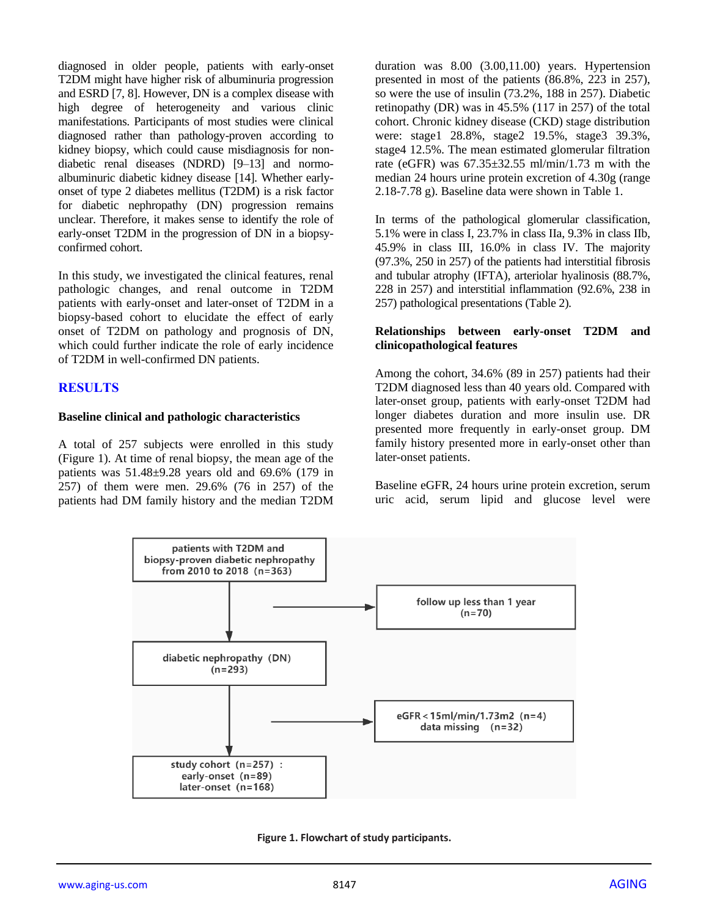diagnosed in older people, patients with early-onset T2DM might have higher risk of albuminuria progression and ESRD [7, 8]. However, DN is a complex disease with high degree of heterogeneity and various clinic manifestations. Participants of most studies were clinical diagnosed rather than pathology-proven according to kidney biopsy, which could cause misdiagnosis for non-diabetic renal diseases (NDRD) [9–13] and normo-albuminuric diabetic kidney disease [14]. Whether early-onset of type 2 diabetes mellitus (T2DM) is a risk factor for diabetic nephropathy (DN) progression remains unclear. Therefore, it makes sense to identify the role of early-onset T2DM in the progression of DN in a biopsy-confirmed cohort.

In this study, we investigated the clinical features, renal pathologic changes, and renal outcome in T2DM patients with early-onset and later-onset of T2DM in a biopsy-based cohort to elucidate the effect of early onset of T2DM on pathology and prognosis of DN, which could further indicate the role of early incidence of T2DM in well-confirmed DN patients.

## RESULTS

### Baseline clinical and pathologic characteristics

A total of 257 subjects were enrolled in this study (Figure 1). At time of renal biopsy, the mean age of the patients was 51.48±9.28 years old and 69.6% (179 in 257) of them were men. 29.6% (76 in 257) of the patients had DM family history and the median T2DM duration was 8.00 (3.00,11.00) years. Hypertension presented in most of the patients (86.8%, 223 in 257), so were the use of insulin (73.2%, 188 in 257). Diabetic retinopathy (DR) was in 45.5% (117 in 257) of the total cohort. Chronic kidney disease (CKD) stage distribution were: stage1 28.8%, stage2 19.5%, stage3 39.3%, stage4 12.5%. The mean estimated glomerular filtration rate (eGFR) was 67.35±32.55 ml/min/1.73 m with the median 24 hours urine protein excretion of 4.30g (range 2.18-7.78 g). Baseline data were shown in Table 1.

In terms of the pathological glomerular classification, 5.1% were in class I, 23.7% in class IIa, 9.3% in class IIb, 45.9% in class III, 16.0% in class IV. The majority (97.3%, 250 in 257) of the patients had interstitial fibrosis and tubular atrophy (IFTA), arteriolar hyalinosis (88.7%, 228 in 257) and interstitial inflammation (92.6%, 238 in 257) pathological presentations (Table 2).

### Relationships between early-onset T2DM and clinicopathological features

Among the cohort, 34.6% (89 in 257) patients had their T2DM diagnosed less than 40 years old. Compared with later-onset group, patients with early-onset T2DM had longer diabetes duration and more insulin use. DR presented more frequently in early-onset group. DM family history presented more in early-onset other than later-onset patients.

Baseline eGFR, 24 hours urine protein excretion, serum uric acid, serum lipid and glucose level were

patients with T2DM and biopsy-proven diabetic nephropathy from 2010 to 2018 (n=363)
→ follow up less than 1 year (n=70)
diabetic nephropathy (DN) (n=293)
→ eGFR < 15ml/min/1.73m2 (n=4); data missing (n=32)
study cohort (n=257): early-onset (n=89); later-onset (n=168)

**Figure 1. Flowchart of study participants.**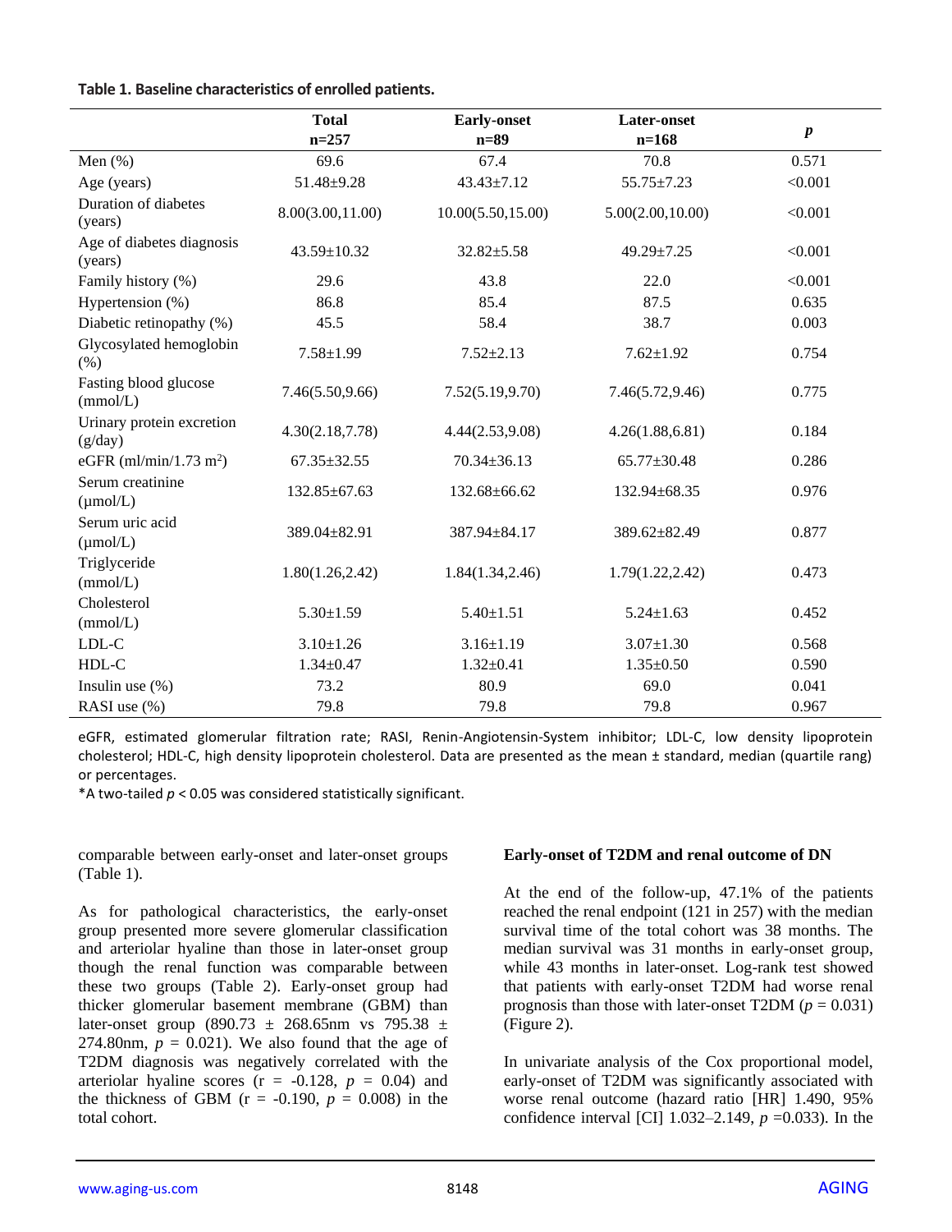**Table 1. Baseline characteristics of enrolled patients.**

| | Total n=257 | Early-onset n=89 | Later-onset n=168 | *p* |
|---|---|---|---|---|
| Men (%) | 69.6 | 67.4 | 70.8 | 0.571 |
| Age (years) | 51.48±9.28 | 43.43±7.12 | 55.75±7.23 | <0.001 |
| Duration of diabetes (years) | 8.00(3.00,11.00) | 10.00(5.50,15.00) | 5.00(2.00,10.00) | <0.001 |
| Age of diabetes diagnosis (years) | 43.59±10.32 | 32.82±5.58 | 49.29±7.25 | <0.001 |
| Family history (%) | 29.6 | 43.8 | 22.0 | <0.001 |
| Hypertension (%) | 86.8 | 85.4 | 87.5 | 0.635 |
| Diabetic retinopathy (%) | 45.5 | 58.4 | 38.7 | 0.003 |
| Glycosylated hemoglobin (%) | 7.58±1.99 | 7.52±2.13 | 7.62±1.92 | 0.754 |
| Fasting blood glucose (mmol/L) | 7.46(5.50,9.66) | 7.52(5.19,9.70) | 7.46(5.72,9.46) | 0.775 |
| Urinary protein excretion (g/day) | 4.30(2.18,7.78) | 4.44(2.53,9.08) | 4.26(1.88,6.81) | 0.184 |
| eGFR (ml/min/1.73 $m^2$) | 67.35±32.55 | 70.34±36.13 | 65.77±30.48 | 0.286 |
| Serum creatinine (μmol/L) | 132.85±67.63 | 132.68±66.62 | 132.94±68.35 | 0.976 |
| Serum uric acid (μmol/L) | 389.04±82.91 | 387.94±84.17 | 389.62±82.49 | 0.877 |
| Triglyceride (mmol/L) | 1.80(1.26,2.42) | 1.84(1.34,2.46) | 1.79(1.22,2.42) | 0.473 |
| Cholesterol (mmol/L) | 5.30±1.59 | 5.40±1.51 | 5.24±1.63 | 0.452 |
| LDL-C | 3.10±1.26 | 3.16±1.19 | 3.07±1.30 | 0.568 |
| HDL-C | 1.34±0.47 | 1.32±0.41 | 1.35±0.50 | 0.590 |
| Insulin use (%) | 73.2 | 80.9 | 69.0 | 0.041 |
| RASI use (%) | 79.8 | 79.8 | 79.8 | 0.967 |

eGFR, estimated glomerular filtration rate; RASI, Renin-Angiotensin-System inhibitor; LDL-C, low density lipoprotein cholesterol; HDL-C, high density lipoprotein cholesterol. Data are presented as the mean ± standard, median (quartile rang) or percentages.

*A two-tailed $p < 0.05$ was considered statistically significant.

comparable between early-onset and later-onset groups (Table 1).

As for pathological characteristics, the early-onset group presented more severe glomerular classification and arteriolar hyaline than those in later-onset group though the renal function was comparable between these two groups (Table 2). Early-onset group had thicker glomerular basement membrane (GBM) than later-onset group (890.73 ± 268.65nm vs 795.38 ± 274.80nm, $p = 0.021$). We also found that the age of T2DM diagnosis was negatively correlated with the arteriolar hyaline scores ($r = -0.128$, $p = 0.04$) and the thickness of GBM ($r = -0.190$, $p = 0.008$) in the total cohort.

**Early-onset of T2DM and renal outcome of DN**

At the end of the follow-up, 47.1% of the patients reached the renal endpoint (121 in 257) with the median survival time of the total cohort was 38 months. The median survival was 31 months in early-onset group, while 43 months in later-onset. Log-rank test showed that patients with early-onset T2DM had worse renal prognosis than those with later-onset T2DM ($p = 0.031$) (Figure 2).

In univariate analysis of the Cox proportional model, early-onset of T2DM was significantly associated with worse renal outcome (hazard ratio [HR] 1.490, 95% confidence interval [CI] 1.032–2.149, $p = 0.033$). In the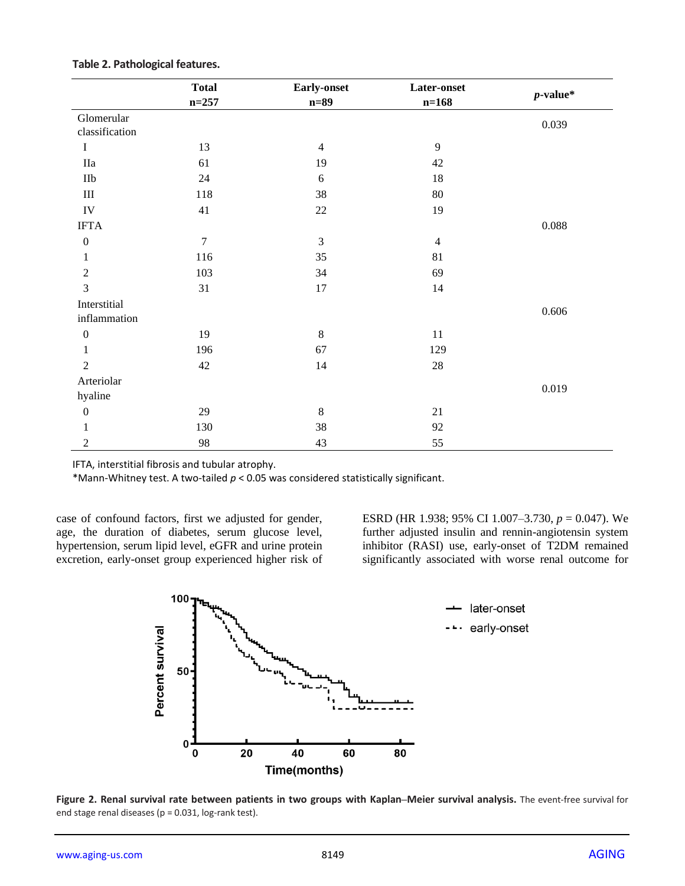**Table 2. Pathological features.**

| | Total n=257 | Early-onset n=89 | Later-onset n=168 | *p*-value* |
|---|---|---|---|---|
| Glomerular classification | | | | 0.039 |
| I | 13 | 4 | 9 | |
| IIa | 61 | 19 | 42 | |
| IIb | 24 | 6 | 18 | |
| III | 118 | 38 | 80 | |
| IV | 41 | 22 | 19 | |
| IFTA | | | | 0.088 |
| 0 | 7 | 3 | 4 | |
| 1 | 116 | 35 | 81 | |
| 2 | 103 | 34 | 69 | |
| 3 | 31 | 17 | 14 | |
| Interstitial inflammation | | | | 0.606 |
| 0 | 19 | 8 | 11 | |
| 1 | 196 | 67 | 129 | |
| 2 | 42 | 14 | 28 | |
| Arteriolar hyaline | | | | 0.019 |
| 0 | 29 | 8 | 21 | |
| 1 | 130 | 38 | 92 | |
| 2 | 98 | 43 | 55 | |

IFTA, interstitial fibrosis and tubular atrophy.

*Mann-Whitney test. A two-tailed $p < 0.05$ was considered statistically significant.

case of confound factors, first we adjusted for gender, age, the duration of diabetes, serum glucose level, hypertension, serum lipid level, eGFR and urine protein excretion, early-onset group experienced higher risk of ESRD (HR 1.938; 95% CI 1.007–3.730, $p = 0.047$). We further adjusted insulin and rennin-angiotensin system inhibitor (RASI) use, early-onset of T2DM remained significantly associated with worse renal outcome for

**Figure 2. Renal survival rate between patients in two groups with Kaplan–Meier survival analysis.** The event-free survival for end stage renal diseases (p = 0.031, log-rank test).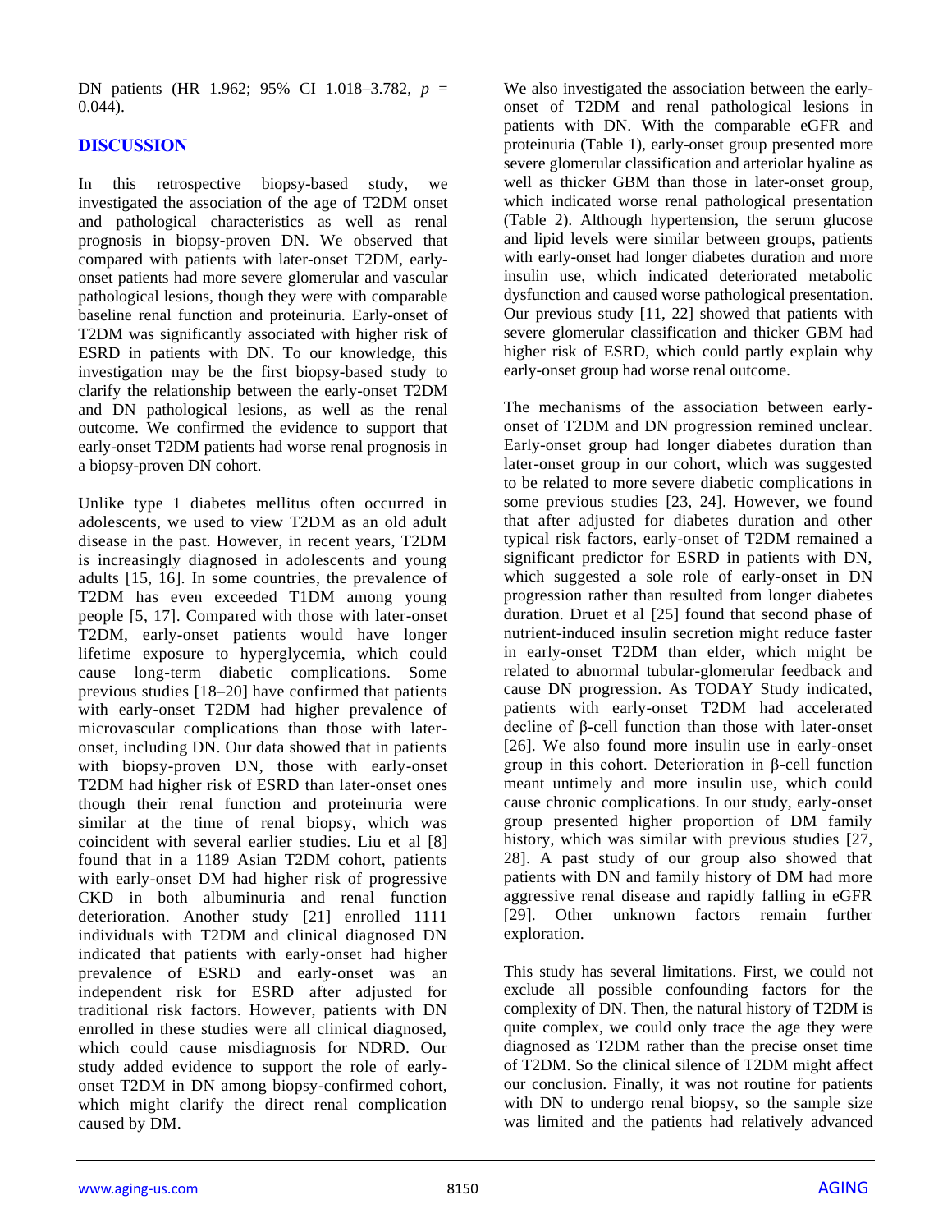DN patients (HR 1.962; 95% CI 1.018–3.782, $p$ = 0.044).

## DISCUSSION

In this retrospective biopsy-based study, we investigated the association of the age of T2DM onset and pathological characteristics as well as renal prognosis in biopsy-proven DN. We observed that compared with patients with later-onset T2DM, early-onset patients had more severe glomerular and vascular pathological lesions, though they were with comparable baseline renal function and proteinuria. Early-onset of T2DM was significantly associated with higher risk of ESRD in patients with DN. To our knowledge, this investigation may be the first biopsy-based study to clarify the relationship between the early-onset T2DM and DN pathological lesions, as well as the renal outcome. We confirmed the evidence to support that early-onset T2DM patients had worse renal prognosis in a biopsy-proven DN cohort.

Unlike type 1 diabetes mellitus often occurred in adolescents, we used to view T2DM as an old adult disease in the past. However, in recent years, T2DM is increasingly diagnosed in adolescents and young adults [15, 16]. In some countries, the prevalence of T2DM has even exceeded T1DM among young people [5, 17]. Compared with those with later-onset T2DM, early-onset patients would have longer lifetime exposure to hyperglycemia, which could cause long-term diabetic complications. Some previous studies [18–20] have confirmed that patients with early-onset T2DM had higher prevalence of microvascular complications than those with later-onset, including DN. Our data showed that in patients with biopsy-proven DN, those with early-onset T2DM had higher risk of ESRD than later-onset ones though their renal function and proteinuria were similar at the time of renal biopsy, which was coincident with several earlier studies. Liu et al [8] found that in a 1189 Asian T2DM cohort, patients with early-onset DM had higher risk of progressive CKD in both albuminuria and renal function deterioration. Another study [21] enrolled 1111 individuals with T2DM and clinical diagnosed DN indicated that patients with early-onset had higher prevalence of ESRD and early-onset was an independent risk for ESRD after adjusted for traditional risk factors. However, patients with DN enrolled in these studies were all clinical diagnosed, which could cause misdiagnosis for NDRD. Our study added evidence to support the role of early-onset T2DM in DN among biopsy-confirmed cohort, which might clarify the direct renal complication caused by DM.

We also investigated the association between the early-onset of T2DM and renal pathological lesions in patients with DN. With the comparable eGFR and proteinuria (Table 1), early-onset group presented more severe glomerular classification and arteriolar hyaline as well as thicker GBM than those in later-onset group, which indicated worse renal pathological presentation (Table 2). Although hypertension, the serum glucose and lipid levels were similar between groups, patients with early-onset had longer diabetes duration and more insulin use, which indicated deteriorated metabolic dysfunction and caused worse pathological presentation. Our previous study [11, 22] showed that patients with severe glomerular classification and thicker GBM had higher risk of ESRD, which could partly explain why early-onset group had worse renal outcome.

The mechanisms of the association between early-onset of T2DM and DN progression remined unclear. Early-onset group had longer diabetes duration than later-onset group in our cohort, which was suggested to be related to more severe diabetic complications in some previous studies [23, 24]. However, we found that after adjusted for diabetes duration and other typical risk factors, early-onset of T2DM remained a significant predictor for ESRD in patients with DN, which suggested a sole role of early-onset in DN progression rather than resulted from longer diabetes duration. Druet et al [25] found that second phase of nutrient-induced insulin secretion might reduce faster in early-onset T2DM than elder, which might be related to abnormal tubular-glomerular feedback and cause DN progression. As TODAY Study indicated, patients with early-onset T2DM had accelerated decline of β-cell function than those with later-onset [26]. We also found more insulin use in early-onset group in this cohort. Deterioration in β-cell function meant untimely and more insulin use, which could cause chronic complications. In our study, early-onset group presented higher proportion of DM family history, which was similar with previous studies [27, 28]. A past study of our group also showed that patients with DN and family history of DM had more aggressive renal disease and rapidly falling in eGFR [29]. Other unknown factors remain further exploration.

This study has several limitations. First, we could not exclude all possible confounding factors for the complexity of DN. Then, the natural history of T2DM is quite complex, we could only trace the age they were diagnosed as T2DM rather than the precise onset time of T2DM. So the clinical silence of T2DM might affect our conclusion. Finally, it was not routine for patients with DN to undergo renal biopsy, so the sample size was limited and the patients had relatively advanced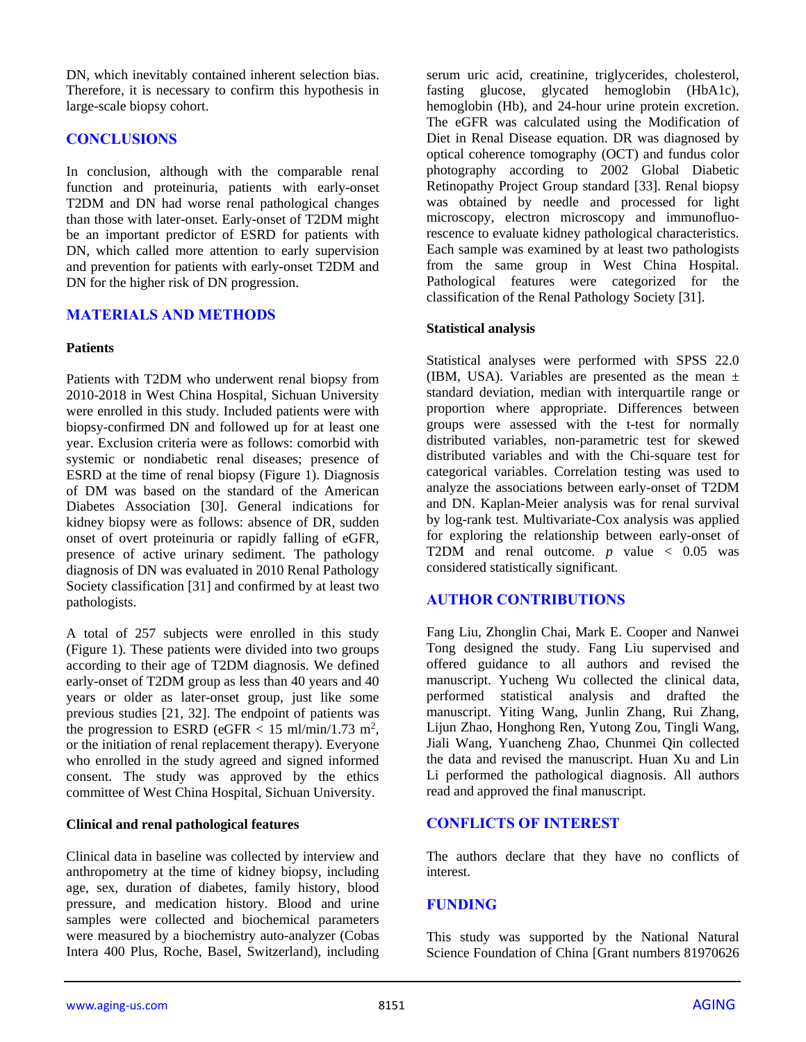DN, which inevitably contained inherent selection bias. Therefore, it is necessary to confirm this hypothesis in large-scale biopsy cohort.

## CONCLUSIONS

In conclusion, although with the comparable renal function and proteinuria, patients with early-onset T2DM and DN had worse renal pathological changes than those with later-onset. Early-onset of T2DM might be an important predictor of ESRD for patients with DN, which called more attention to early supervision and prevention for patients with early-onset T2DM and DN for the higher risk of DN progression.

## MATERIALS AND METHODS

### Patients

Patients with T2DM who underwent renal biopsy from 2010-2018 in West China Hospital, Sichuan University were enrolled in this study. Included patients were with biopsy-confirmed DN and followed up for at least one year. Exclusion criteria were as follows: comorbid with systemic or nondiabetic renal diseases; presence of ESRD at the time of renal biopsy (Figure 1). Diagnosis of DM was based on the standard of the American Diabetes Association [30]. General indications for kidney biopsy were as follows: absence of DR, sudden onset of overt proteinuria or rapidly falling of eGFR, presence of active urinary sediment. The pathology diagnosis of DN was evaluated in 2010 Renal Pathology Society classification [31] and confirmed by at least two pathologists.

A total of 257 subjects were enrolled in this study (Figure 1). These patients were divided into two groups according to their age of T2DM diagnosis. We defined early-onset of T2DM group as less than 40 years and 40 years or older as later-onset group, just like some previous studies [21, 32]. The endpoint of patients was the progression to ESRD (eGFR < 15 ml/min/1.73 $m^2$, or the initiation of renal replacement therapy). Everyone who enrolled in the study agreed and signed informed consent. The study was approved by the ethics committee of West China Hospital, Sichuan University.

### Clinical and renal pathological features

Clinical data in baseline was collected by interview and anthropometry at the time of kidney biopsy, including age, sex, duration of diabetes, family history, blood pressure, and medication history. Blood and urine samples were collected and biochemical parameters were measured by a biochemistry auto-analyzer (Cobas Intera 400 Plus, Roche, Basel, Switzerland), including serum uric acid, creatinine, triglycerides, cholesterol, fasting glucose, glycated hemoglobin (HbA1c), hemoglobin (Hb), and 24-hour urine protein excretion. The eGFR was calculated using the Modification of Diet in Renal Disease equation. DR was diagnosed by optical coherence tomography (OCT) and fundus color photography according to 2002 Global Diabetic Retinopathy Project Group standard [33]. Renal biopsy was obtained by needle and processed for light microscopy, electron microscopy and immunofluorescence to evaluate kidney pathological characteristics. Each sample was examined by at least two pathologists from the same group in West China Hospital. Pathological features were categorized for the classification of the Renal Pathology Society [31].

### Statistical analysis

Statistical analyses were performed with SPSS 22.0 (IBM, USA). Variables are presented as the mean ± standard deviation, median with interquartile range or proportion where appropriate. Differences between groups were assessed with the t-test for normally distributed variables, non-parametric test for skewed distributed variables and with the Chi-square test for categorical variables. Correlation testing was used to analyze the associations between early-onset of T2DM and DN. Kaplan-Meier analysis was for renal survival by log-rank test. Multivariate-Cox analysis was applied for exploring the relationship between early-onset of T2DM and renal outcome. $p$ value $< 0.05$ was considered statistically significant.

## AUTHOR CONTRIBUTIONS

Fang Liu, Zhonglin Chai, Mark E. Cooper and Nanwei Tong designed the study. Fang Liu supervised and offered guidance to all authors and revised the manuscript. Yucheng Wu collected the clinical data, performed statistical analysis and drafted the manuscript. Yiting Wang, Junlin Zhang, Rui Zhang, Lijun Zhao, Honghong Ren, Yutong Zou, Tingli Wang, Jiali Wang, Yuancheng Zhao, Chunmei Qin collected the data and revised the manuscript. Huan Xu and Lin Li performed the pathological diagnosis. All authors read and approved the final manuscript.

## CONFLICTS OF INTEREST

The authors declare that they have no conflicts of interest.

## FUNDING

This study was supported by the National Natural Science Foundation of China [Grant numbers 81970626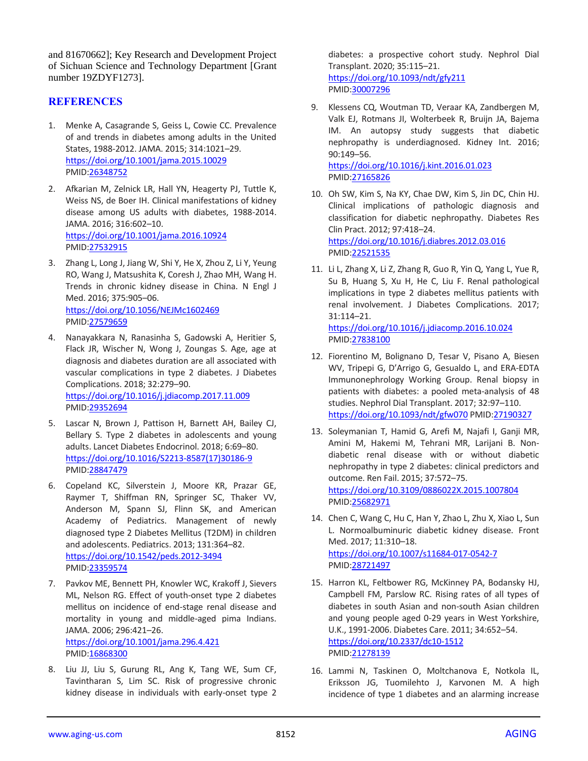and 81670662]; Key Research and Development Project of Sichuan Science and Technology Department [Grant number 19ZDYF1273].

## REFERENCES

1. Menke A, Casagrande S, Geiss L, Cowie CC. Prevalence of and trends in diabetes among adults in the United States, 1988-2012. JAMA. 2015; 314:1021–29. https://doi.org/10.1001/jama.2015.10029 PMID:26348752

2. Afkarian M, Zelnick LR, Hall YN, Heagerty PJ, Tuttle K, Weiss NS, de Boer IH. Clinical manifestations of kidney disease among US adults with diabetes, 1988-2014. JAMA. 2016; 316:602–10. https://doi.org/10.1001/jama.2016.10924 PMID:27532915

3. Zhang L, Long J, Jiang W, Shi Y, He X, Zhou Z, Li Y, Yeung RO, Wang J, Matsushita K, Coresh J, Zhao MH, Wang H. Trends in chronic kidney disease in China. N Engl J Med. 2016; 375:905–06. https://doi.org/10.1056/NEJMc1602469 PMID:27579659

4. Nanayakkara N, Ranasinha S, Gadowski A, Heritier S, Flack JR, Wischer N, Wong J, Zoungas S. Age, age at diagnosis and diabetes duration are all associated with vascular complications in type 2 diabetes. J Diabetes Complications. 2018; 32:279–90. https://doi.org/10.1016/j.jdiacomp.2017.11.009 PMID:29352694

5. Lascar N, Brown J, Pattison H, Barnett AH, Bailey CJ, Bellary S. Type 2 diabetes in adolescents and young adults. Lancet Diabetes Endocrinol. 2018; 6:69–80. https://doi.org/10.1016/S2213-8587(17)30186-9 PMID:28847479

6. Copeland KC, Silverstein J, Moore KR, Prazar GE, Raymer T, Shiffman RN, Springer SC, Thaker VV, Anderson M, Spann SJ, Flinn SK, and American Academy of Pediatrics. Management of newly diagnosed type 2 Diabetes Mellitus (T2DM) in children and adolescents. Pediatrics. 2013; 131:364–82. https://doi.org/10.1542/peds.2012-3494 PMID:23359574

7. Pavkov ME, Bennett PH, Knowler WC, Krakoff J, Sievers ML, Nelson RG. Effect of youth-onset type 2 diabetes mellitus on incidence of end-stage renal disease and mortality in young and middle-aged pima Indians. JAMA. 2006; 296:421–26. https://doi.org/10.1001/jama.296.4.421 PMID:16868300

8. Liu JJ, Liu S, Gurung RL, Ang K, Tang WE, Sum CF, Tavintharan S, Lim SC. Risk of progressive chronic kidney disease in individuals with early-onset type 2 diabetes: a prospective cohort study. Nephrol Dial Transplant. 2020; 35:115–21. https://doi.org/10.1093/ndt/gfy211 PMID:30007296

9. Klessens CQ, Woutman TD, Veraar KA, Zandbergen M, Valk EJ, Rotmans JI, Wolterbeek R, Bruijn JA, Bajema IM. An autopsy study suggests that diabetic nephropathy is underdiagnosed. Kidney Int. 2016; 90:149–56. https://doi.org/10.1016/j.kint.2016.01.023 PMID:27165826

10. Oh SW, Kim S, Na KY, Chae DW, Kim S, Jin DC, Chin HJ. Clinical implications of pathologic diagnosis and classification for diabetic nephropathy. Diabetes Res Clin Pract. 2012; 97:418–24. https://doi.org/10.1016/j.diabres.2012.03.016 PMID:22521535

11. Li L, Zhang X, Li Z, Zhang R, Guo R, Yin Q, Yang L, Yue R, Su B, Huang S, Xu H, He C, Liu F. Renal pathological implications in type 2 diabetes mellitus patients with renal involvement. J Diabetes Complications. 2017; 31:114–21. https://doi.org/10.1016/j.jdiacomp.2016.10.024 PMID:27838100

12. Fiorentino M, Bolignano D, Tesar V, Pisano A, Biesen WV, Tripepi G, D'Arrigo G, Gesualdo L, and ERA-EDTA Immunonephrology Working Group. Renal biopsy in patients with diabetes: a pooled meta-analysis of 48 studies. Nephrol Dial Transplant. 2017; 32:97–110. https://doi.org/10.1093/ndt/gfw070 PMID:27190327

13. Soleymanian T, Hamid G, Arefi M, Najafi I, Ganji MR, Amini M, Hakemi M, Tehrani MR, Larijani B. Non-diabetic renal disease with or without diabetic nephropathy in type 2 diabetes: clinical predictors and outcome. Ren Fail. 2015; 37:572–75. https://doi.org/10.3109/0886022X.2015.1007804 PMID:25682971

14. Chen C, Wang C, Hu C, Han Y, Zhao L, Zhu X, Xiao L, Sun L. Normoalbuminuric diabetic kidney disease. Front Med. 2017; 11:310–18. https://doi.org/10.1007/s11684-017-0542-7 PMID:28721497

15. Harron KL, Feltbower RG, McKinney PA, Bodansky HJ, Campbell FM, Parslow RC. Rising rates of all types of diabetes in south Asian and non-south Asian children and young people aged 0-29 years in West Yorkshire, U.K., 1991-2006. Diabetes Care. 2011; 34:652–54. https://doi.org/10.2337/dc10-1512 PMID:21278139

16. Lammi N, Taskinen O, Moltchanova E, Notkola IL, Eriksson JG, Tuomilehto J, Karvonen M. A high incidence of type 1 diabetes and an alarming increase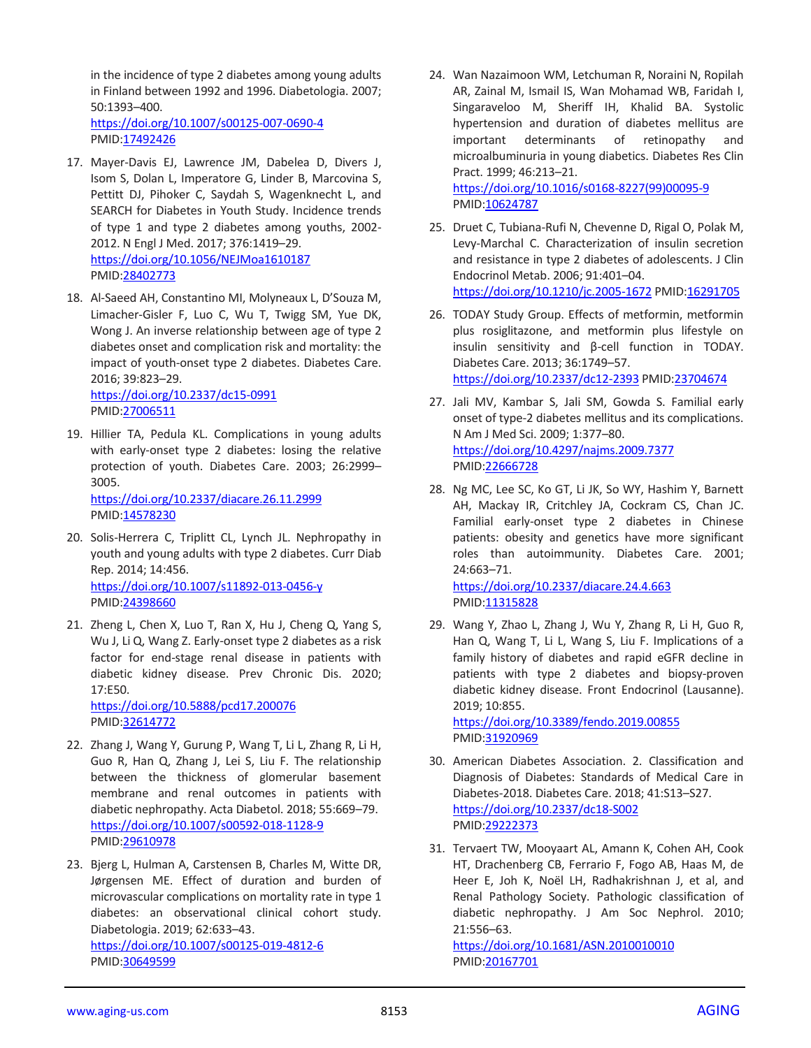in the incidence of type 2 diabetes among young adults in Finland between 1992 and 1996. Diabetologia. 2007; 50:1393–400.
https://doi.org/10.1007/s00125-007-0690-4
PMID:17492426

17. Mayer-Davis EJ, Lawrence JM, Dabelea D, Divers J, Isom S, Dolan L, Imperatore G, Linder B, Marcovina S, Pettitt DJ, Pihoker C, Saydah S, Wagenknecht L, and SEARCH for Diabetes in Youth Study. Incidence trends of type 1 and type 2 diabetes among youths, 2002-2012. N Engl J Med. 2017; 376:1419–29.
https://doi.org/10.1056/NEJMoa1610187
PMID:28402773

18. Al-Saeed AH, Constantino MI, Molyneaux L, D'Souza M, Limacher-Gisler F, Luo C, Wu T, Twigg SM, Yue DK, Wong J. An inverse relationship between age of type 2 diabetes onset and complication risk and mortality: the impact of youth-onset type 2 diabetes. Diabetes Care. 2016; 39:823–29.
https://doi.org/10.2337/dc15-0991
PMID:27006511

19. Hillier TA, Pedula KL. Complications in young adults with early-onset type 2 diabetes: losing the relative protection of youth. Diabetes Care. 2003; 26:2999–3005.
https://doi.org/10.2337/diacare.26.11.2999
PMID:14578230

20. Solis-Herrera C, Triplitt CL, Lynch JL. Nephropathy in youth and young adults with type 2 diabetes. Curr Diab Rep. 2014; 14:456.
https://doi.org/10.1007/s11892-013-0456-y
PMID:24398660

21. Zheng L, Chen X, Luo T, Ran X, Hu J, Cheng Q, Yang S, Wu J, Li Q, Wang Z. Early-onset type 2 diabetes as a risk factor for end-stage renal disease in patients with diabetic kidney disease. Prev Chronic Dis. 2020; 17:E50.
https://doi.org/10.5888/pcd17.200076
PMID:32614772

22. Zhang J, Wang Y, Gurung P, Wang T, Li L, Zhang R, Li H, Guo R, Han Q, Zhang J, Lei S, Liu F. The relationship between the thickness of glomerular basement membrane and renal outcomes in patients with diabetic nephropathy. Acta Diabetol. 2018; 55:669–79.
https://doi.org/10.1007/s00592-018-1128-9
PMID:29610978

23. Bjerg L, Hulman A, Carstensen B, Charles M, Witte DR, Jørgensen ME. Effect of duration and burden of microvascular complications on mortality rate in type 1 diabetes: an observational clinical cohort study. Diabetologia. 2019; 62:633–43.
https://doi.org/10.1007/s00125-019-4812-6
PMID:30649599

24. Wan Nazaimoon WM, Letchuman R, Noraini N, Ropilah AR, Zainal M, Ismail IS, Wan Mohamad WB, Faridah I, Singaraveloo M, Sheriff IH, Khalid BA. Systolic hypertension and duration of diabetes mellitus are important determinants of retinopathy and microalbuminuria in young diabetics. Diabetes Res Clin Pract. 1999; 46:213–21.
https://doi.org/10.1016/s0168-8227(99)00095-9
PMID:10624787

25. Druet C, Tubiana-Rufi N, Chevenne D, Rigal O, Polak M, Levy-Marchal C. Characterization of insulin secretion and resistance in type 2 diabetes of adolescents. J Clin Endocrinol Metab. 2006; 91:401–04.
https://doi.org/10.1210/jc.2005-1672 PMID:16291705

26. TODAY Study Group. Effects of metformin, metformin plus rosiglitazone, and metformin plus lifestyle on insulin sensitivity and β-cell function in TODAY. Diabetes Care. 2013; 36:1749–57.
https://doi.org/10.2337/dc12-2393 PMID:23704674

27. Jali MV, Kambar S, Jali SM, Gowda S. Familial early onset of type-2 diabetes mellitus and its complications. N Am J Med Sci. 2009; 1:377–80.
https://doi.org/10.4297/najms.2009.7377
PMID:22666728

28. Ng MC, Lee SC, Ko GT, Li JK, So WY, Hashim Y, Barnett AH, Mackay IR, Critchley JA, Cockram CS, Chan JC. Familial early-onset type 2 diabetes in Chinese patients: obesity and genetics have more significant roles than autoimmunity. Diabetes Care. 2001; 24:663–71.
https://doi.org/10.2337/diacare.24.4.663
PMID:11315828

29. Wang Y, Zhao L, Zhang J, Wu Y, Zhang R, Li H, Guo R, Han Q, Wang T, Li L, Wang S, Liu F. Implications of a family history of diabetes and rapid eGFR decline in patients with type 2 diabetes and biopsy-proven diabetic kidney disease. Front Endocrinol (Lausanne). 2019; 10:855.
https://doi.org/10.3389/fendo.2019.00855
PMID:31920969

30. American Diabetes Association. 2. Classification and Diagnosis of Diabetes: Standards of Medical Care in Diabetes-2018. Diabetes Care. 2018; 41:S13–S27.
https://doi.org/10.2337/dc18-S002
PMID:29222373

31. Tervaert TW, Mooyaart AL, Amann K, Cohen AH, Cook HT, Drachenberg CB, Ferrario F, Fogo AB, Haas M, de Heer E, Joh K, Noël LH, Radhakrishnan J, et al, and Renal Pathology Society. Pathologic classification of diabetic nephropathy. J Am Soc Nephrol. 2010; 21:556–63.
https://doi.org/10.1681/ASN.2010010010
PMID:20167701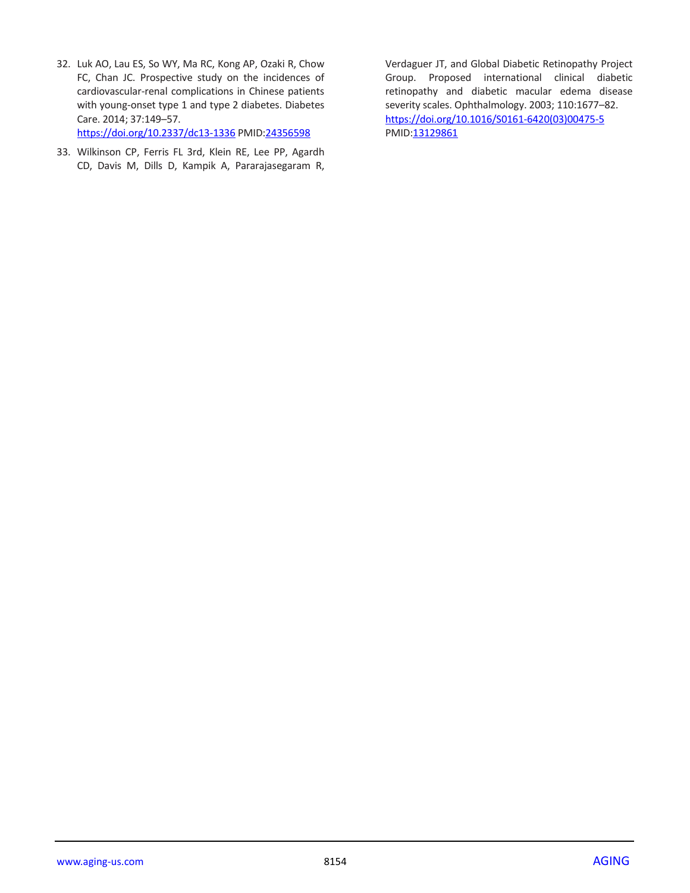32. Luk AO, Lau ES, So WY, Ma RC, Kong AP, Ozaki R, Chow FC, Chan JC. Prospective study on the incidences of cardiovascular-renal complications in Chinese patients with young-onset type 1 and type 2 diabetes. Diabetes Care. 2014; 37:149–57. https://doi.org/10.2337/dc13-1336 PMID:24356598

33. Wilkinson CP, Ferris FL 3rd, Klein RE, Lee PP, Agardh CD, Davis M, Dills D, Kampik A, Pararajasegaram R, Verdaguer JT, and Global Diabetic Retinopathy Project Group. Proposed international clinical diabetic retinopathy and diabetic macular edema disease severity scales. Ophthalmology. 2003; 110:1677–82. https://doi.org/10.1016/S0161-6420(03)00475-5 PMID:13129861